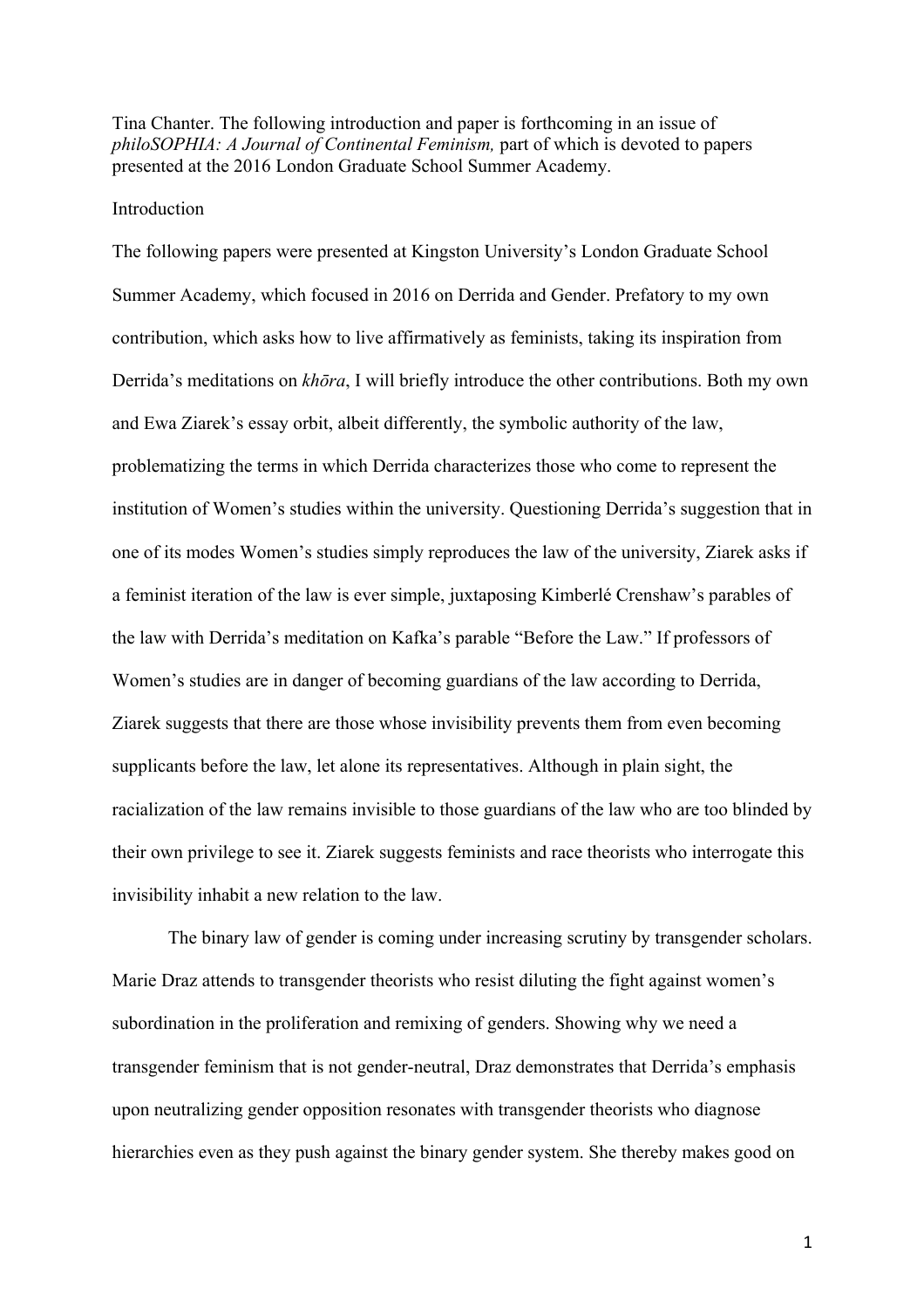Tina Chanter. The following introduction and paper is forthcoming in an issue of *philoSOPHIA: A Journal of Continental Feminism,* part of which is devoted to papers presented at the 2016 London Graduate School Summer Academy.

## Introduction

The following papers were presented at Kingston University's London Graduate School Summer Academy, which focused in 2016 on Derrida and Gender. Prefatory to my own contribution, which asks how to live affirmatively as feminists, taking its inspiration from Derrida's meditations on *khōra*, I will briefly introduce the other contributions. Both my own and Ewa Ziarek's essay orbit, albeit differently, the symbolic authority of the law, problematizing the terms in which Derrida characterizes those who come to represent the institution of Women's studies within the university. Questioning Derrida's suggestion that in one of its modes Women's studies simply reproduces the law of the university, Ziarek asks if a feminist iteration of the law is ever simple, juxtaposing Kimberlé Crenshaw's parables of the law with Derrida's meditation on Kafka's parable "Before the Law." If professors of Women's studies are in danger of becoming guardians of the law according to Derrida, Ziarek suggests that there are those whose invisibility prevents them from even becoming supplicants before the law, let alone its representatives. Although in plain sight, the racialization of the law remains invisible to those guardians of the law who are too blinded by their own privilege to see it. Ziarek suggests feminists and race theorists who interrogate this invisibility inhabit a new relation to the law.

The binary law of gender is coming under increasing scrutiny by transgender scholars. Marie Draz attends to transgender theorists who resist diluting the fight against women's subordination in the proliferation and remixing of genders. Showing why we need a transgender feminism that is not gender-neutral, Draz demonstrates that Derrida's emphasis upon neutralizing gender opposition resonates with transgender theorists who diagnose hierarchies even as they push against the binary gender system. She thereby makes good on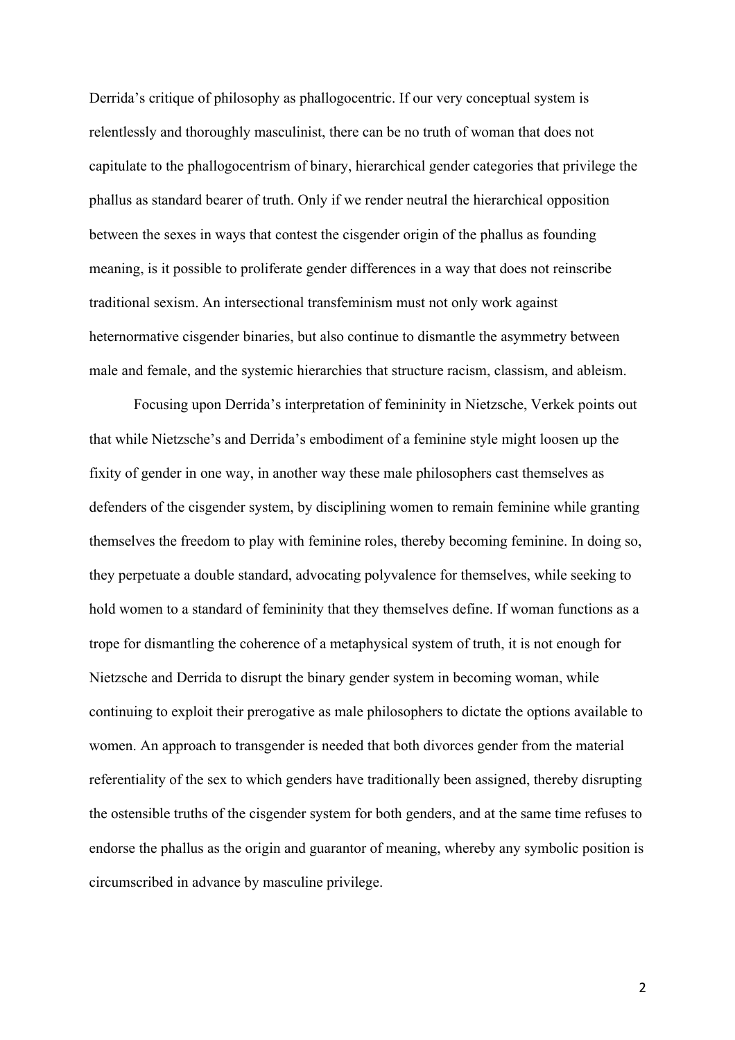Derrida's critique of philosophy as phallogocentric. If our very conceptual system is relentlessly and thoroughly masculinist, there can be no truth of woman that does not capitulate to the phallogocentrism of binary, hierarchical gender categories that privilege the phallus as standard bearer of truth. Only if we render neutral the hierarchical opposition between the sexes in ways that contest the cisgender origin of the phallus as founding meaning, is it possible to proliferate gender differences in a way that does not reinscribe traditional sexism. An intersectional transfeminism must not only work against heternormative cisgender binaries, but also continue to dismantle the asymmetry between male and female, and the systemic hierarchies that structure racism, classism, and ableism.

Focusing upon Derrida's interpretation of femininity in Nietzsche, Verkek points out that while Nietzsche's and Derrida's embodiment of a feminine style might loosen up the fixity of gender in one way, in another way these male philosophers cast themselves as defenders of the cisgender system, by disciplining women to remain feminine while granting themselves the freedom to play with feminine roles, thereby becoming feminine. In doing so, they perpetuate a double standard, advocating polyvalence for themselves, while seeking to hold women to a standard of femininity that they themselves define. If woman functions as a trope for dismantling the coherence of a metaphysical system of truth, it is not enough for Nietzsche and Derrida to disrupt the binary gender system in becoming woman, while continuing to exploit their prerogative as male philosophers to dictate the options available to women. An approach to transgender is needed that both divorces gender from the material referentiality of the sex to which genders have traditionally been assigned, thereby disrupting the ostensible truths of the cisgender system for both genders, and at the same time refuses to endorse the phallus as the origin and guarantor of meaning, whereby any symbolic position is circumscribed in advance by masculine privilege.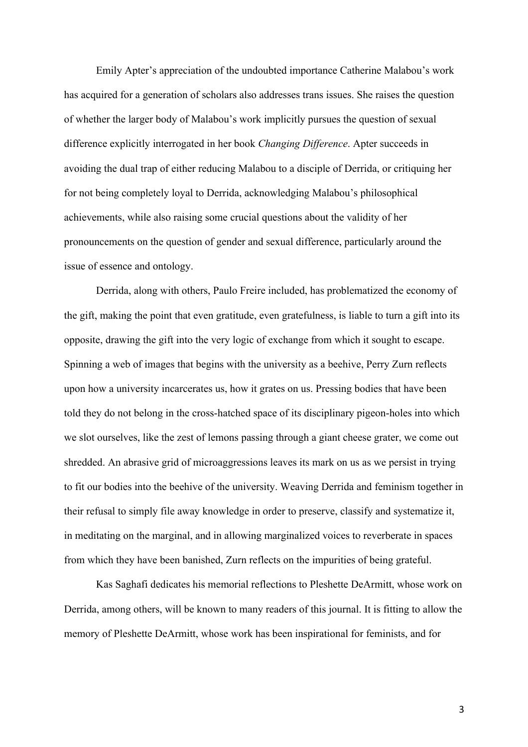Emily Apter's appreciation of the undoubted importance Catherine Malabou's work has acquired for a generation of scholars also addresses trans issues. She raises the question of whether the larger body of Malabou's work implicitly pursues the question of sexual difference explicitly interrogated in her book *Changing Difference*. Apter succeeds in avoiding the dual trap of either reducing Malabou to a disciple of Derrida, or critiquing her for not being completely loyal to Derrida, acknowledging Malabou's philosophical achievements, while also raising some crucial questions about the validity of her pronouncements on the question of gender and sexual difference, particularly around the issue of essence and ontology.

Derrida, along with others, Paulo Freire included, has problematized the economy of the gift, making the point that even gratitude, even gratefulness, is liable to turn a gift into its opposite, drawing the gift into the very logic of exchange from which it sought to escape. Spinning a web of images that begins with the university as a beehive, Perry Zurn reflects upon how a university incarcerates us, how it grates on us. Pressing bodies that have been told they do not belong in the cross-hatched space of its disciplinary pigeon-holes into which we slot ourselves, like the zest of lemons passing through a giant cheese grater, we come out shredded. An abrasive grid of microaggressions leaves its mark on us as we persist in trying to fit our bodies into the beehive of the university. Weaving Derrida and feminism together in their refusal to simply file away knowledge in order to preserve, classify and systematize it, in meditating on the marginal, and in allowing marginalized voices to reverberate in spaces from which they have been banished, Zurn reflects on the impurities of being grateful.

Kas Saghafi dedicates his memorial reflections to Pleshette DeArmitt, whose work on Derrida, among others, will be known to many readers of this journal. It is fitting to allow the memory of Pleshette DeArmitt, whose work has been inspirational for feminists, and for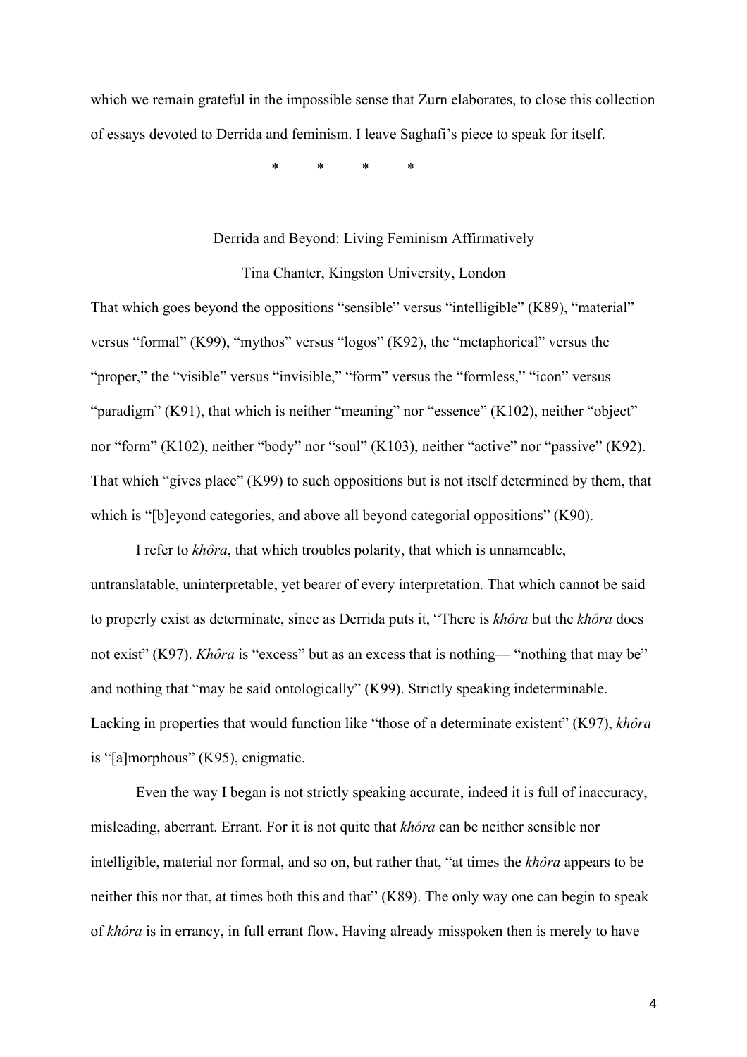which we remain grateful in the impossible sense that Zurn elaborates, to close this collection of essays devoted to Derrida and feminism. I leave Saghafi's piece to speak for itself.

\*          \*          \*          \*

## Derrida and Beyond: Living Feminism Affirmatively

Tina Chanter, Kingston University, London

That which goes beyond the oppositions "sensible" versus "intelligible" (K89), "material" versus "formal" (K99), "mythos" versus "logos" (K92), the "metaphorical" versus the "proper," the "visible" versus "invisible," "form" versus the "formless," "icon" versus "paradigm" (K91), that which is neither "meaning" nor "essence" (K102), neither "object" nor "form" (K102), neither "body" nor "soul" (K103), neither "active" nor "passive" (K92). That which "gives place" (K99) to such oppositions but is not itself determined by them, that which is "[b]eyond categories, and above all beyond categorial oppositions" (K90).

I refer to *khôra*, that which troubles polarity, that which is unnameable, untranslatable, uninterpretable, yet bearer of every interpretation. That which cannot be said to properly exist as determinate, since as Derrida puts it, "There is *khôra* but the *khôra* does not exist" (K97). *Khôra* is "excess" but as an excess that is nothing— "nothing that may be" and nothing that "may be said ontologically" (K99). Strictly speaking indeterminable. Lacking in properties that would function like "those of a determinate existent" (K97), *khôra* is "[a]morphous" (K95), enigmatic.

Even the way I began is not strictly speaking accurate, indeed it is full of inaccuracy, misleading, aberrant. Errant. For it is not quite that *khôra* can be neither sensible nor intelligible, material nor formal, and so on, but rather that, "at times the *khôra* appears to be neither this nor that, at times both this and that" (K89). The only way one can begin to speak of *khôra* is in errancy, in full errant flow. Having already misspoken then is merely to have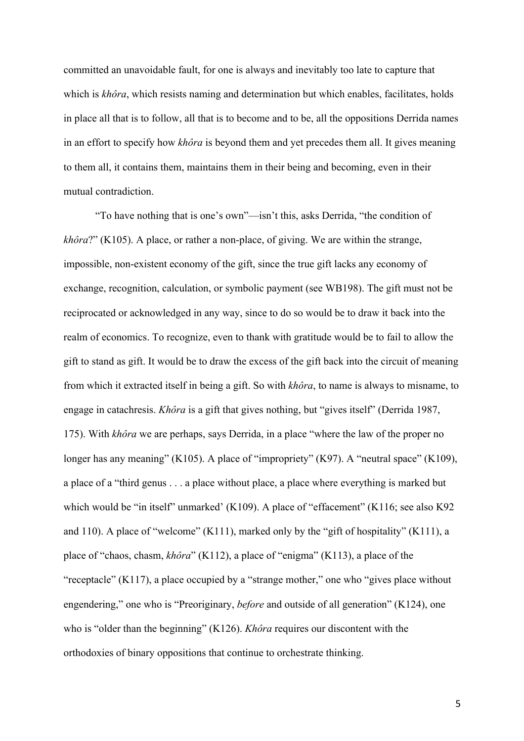committed an unavoidable fault, for one is always and inevitably too late to capture that which is *khôra*, which resists naming and determination but which enables, facilitates, holds in place all that is to follow, all that is to become and to be, all the oppositions Derrida names in an effort to specify how *khôra* is beyond them and yet precedes them all. It gives meaning to them all, it contains them, maintains them in their being and becoming, even in their mutual contradiction.

"To have nothing that is one's own"—isn't this, asks Derrida, "the condition of *khôra*?" (K105). A place, or rather a non-place, of giving. We are within the strange, impossible, non-existent economy of the gift, since the true gift lacks any economy of exchange, recognition, calculation, or symbolic payment (see WB198). The gift must not be reciprocated or acknowledged in any way, since to do so would be to draw it back into the realm of economics. To recognize, even to thank with gratitude would be to fail to allow the gift to stand as gift. It would be to draw the excess of the gift back into the circuit of meaning from which it extracted itself in being a gift. So with *khôra*, to name is always to misname, to engage in catachresis. *Khôra* is a gift that gives nothing, but "gives itself" (Derrida 1987, 175). With *khôra* we are perhaps, says Derrida, in a place "where the law of the proper no longer has any meaning" (K105). A place of "impropriety" (K97). A "neutral space" (K109), a place of a "third genus . . . a place without place, a place where everything is marked but which would be "in itself" unmarked' (K109). A place of "effacement" (K116; see also K92 and 110). A place of "welcome" (K111), marked only by the "gift of hospitality" (K111), a place of "chaos, chasm, *khôra*" (K112), a place of "enigma" (K113), a place of the "receptacle" (K117), a place occupied by a "strange mother," one who "gives place without engendering," one who is "Preoriginary, *before* and outside of all generation" (K124), one who is "older than the beginning" (K126). *Khôra* requires our discontent with the orthodoxies of binary oppositions that continue to orchestrate thinking.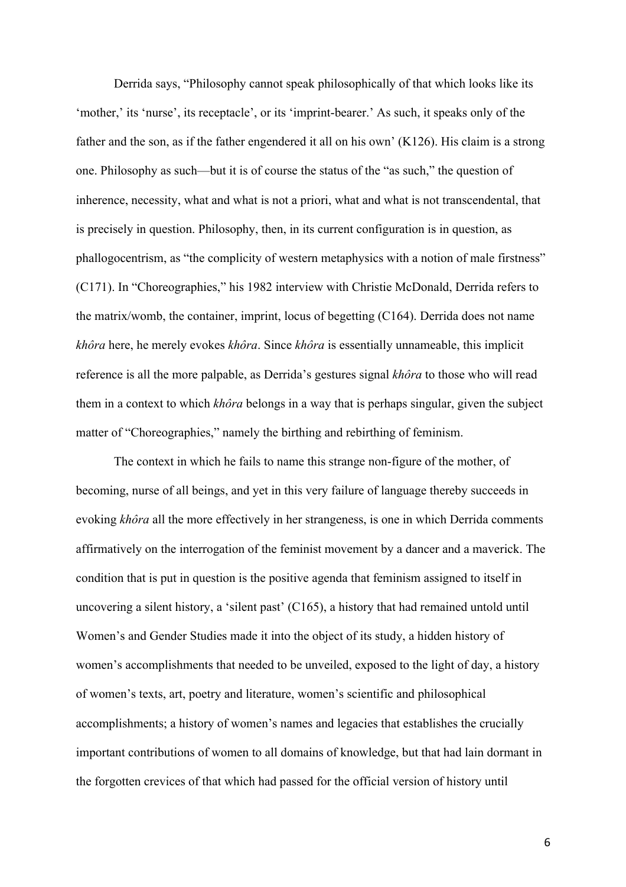Derrida says, "Philosophy cannot speak philosophically of that which looks like its 'mother,' its 'nurse', its receptacle', or its 'imprint-bearer.' As such, it speaks only of the father and the son, as if the father engendered it all on his own' (K126). His claim is a strong one. Philosophy as such—but it is of course the status of the "as such," the question of inherence, necessity, what and what is not a priori, what and what is not transcendental, that is precisely in question. Philosophy, then, in its current configuration is in question, as phallogocentrism, as "the complicity of western metaphysics with a notion of male firstness" (C171). In "Choreographies," his 1982 interview with Christie McDonald, Derrida refers to the matrix/womb, the container, imprint, locus of begetting (C164). Derrida does not name *khôra* here, he merely evokes *khôra*. Since *khôra* is essentially unnameable, this implicit reference is all the more palpable, as Derrida's gestures signal *khôra* to those who will read them in a context to which *khôra* belongs in a way that is perhaps singular, given the subject matter of "Choreographies," namely the birthing and rebirthing of feminism.

The context in which he fails to name this strange non-figure of the mother, of becoming, nurse of all beings, and yet in this very failure of language thereby succeeds in evoking *khôra* all the more effectively in her strangeness, is one in which Derrida comments affirmatively on the interrogation of the feminist movement by a dancer and a maverick. The condition that is put in question is the positive agenda that feminism assigned to itself in uncovering a silent history, a 'silent past' (C165), a history that had remained untold until Women's and Gender Studies made it into the object of its study, a hidden history of women's accomplishments that needed to be unveiled, exposed to the light of day, a history of women's texts, art, poetry and literature, women's scientific and philosophical accomplishments; a history of women's names and legacies that establishes the crucially important contributions of women to all domains of knowledge, but that had lain dormant in the forgotten crevices of that which had passed for the official version of history until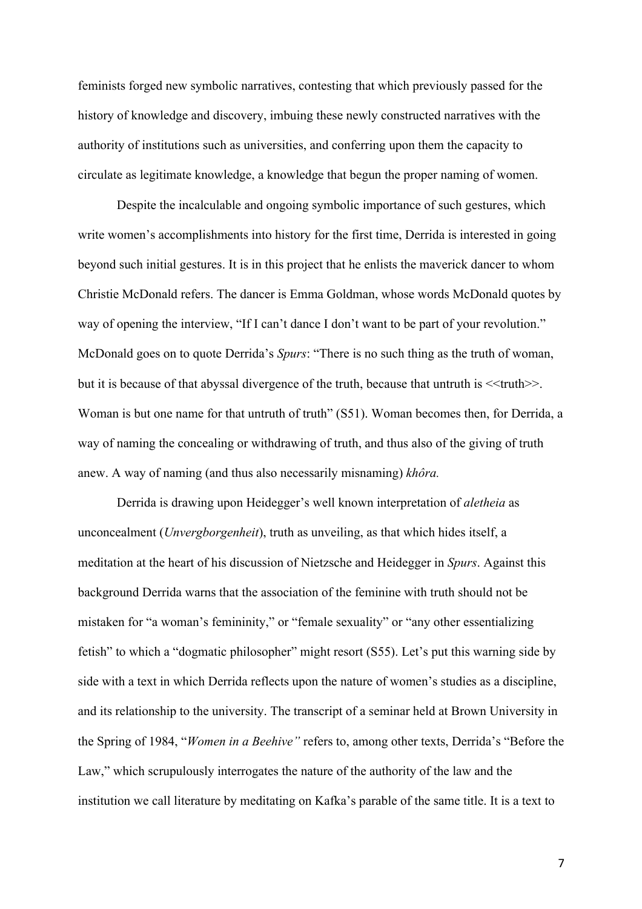feminists forged new symbolic narratives, contesting that which previously passed for the history of knowledge and discovery, imbuing these newly constructed narratives with the authority of institutions such as universities, and conferring upon them the capacity to circulate as legitimate knowledge, a knowledge that begun the proper naming of women.

Despite the incalculable and ongoing symbolic importance of such gestures, which write women's accomplishments into history for the first time, Derrida is interested in going beyond such initial gestures. It is in this project that he enlists the maverick dancer to whom Christie McDonald refers. The dancer is Emma Goldman, whose words McDonald quotes by way of opening the interview, "If I can't dance I don't want to be part of your revolution." McDonald goes on to quote Derrida's *Spurs*: "There is no such thing as the truth of woman, but it is because of that abyssal divergence of the truth, because that untruth is <<truth>>. Woman is but one name for that untruth of truth" (S51). Woman becomes then, for Derrida, a way of naming the concealing or withdrawing of truth, and thus also of the giving of truth anew. A way of naming (and thus also necessarily misnaming) *khôra.*

Derrida is drawing upon Heidegger's well known interpretation of *aletheia* as unconcealment (*Unvergborgenheit*), truth as unveiling, as that which hides itself, a meditation at the heart of his discussion of Nietzsche and Heidegger in *Spurs*. Against this background Derrida warns that the association of the feminine with truth should not be mistaken for "a woman's femininity," or "female sexuality" or "any other essentializing fetish" to which a "dogmatic philosopher" might resort (S55). Let's put this warning side by side with a text in which Derrida reflects upon the nature of women's studies as a discipline, and its relationship to the university. The transcript of a seminar held at Brown University in the Spring of 1984, "*Women in a Beehive"* refers to, among other texts, Derrida's "Before the Law," which scrupulously interrogates the nature of the authority of the law and the institution we call literature by meditating on Kafka's parable of the same title. It is a text to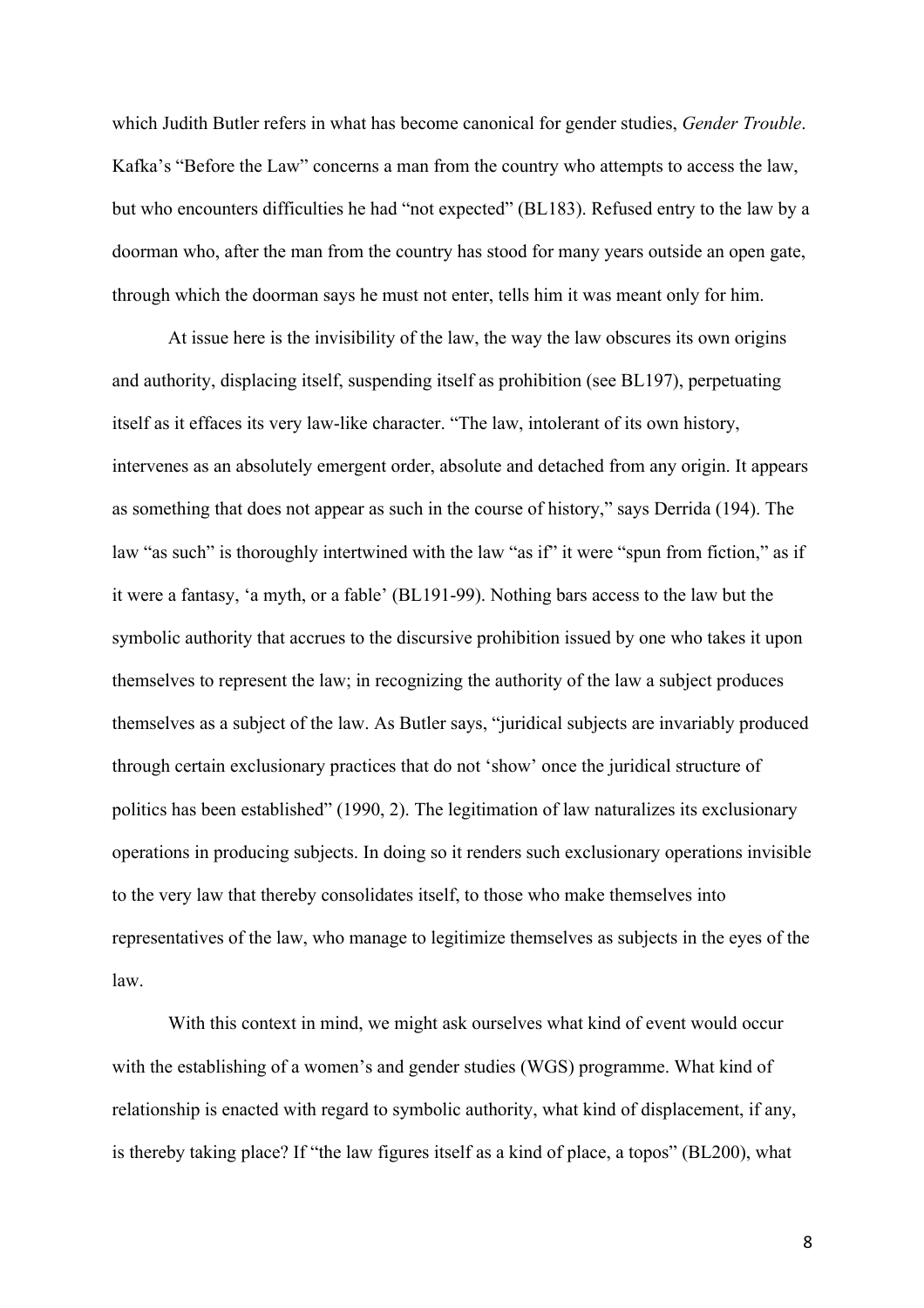which Judith Butler refers in what has become canonical for gender studies, *Gender Trouble*. Kafka's "Before the Law" concerns a man from the country who attempts to access the law, but who encounters difficulties he had "not expected" (BL183). Refused entry to the law by a doorman who, after the man from the country has stood for many years outside an open gate, through which the doorman says he must not enter, tells him it was meant only for him.

At issue here is the invisibility of the law, the way the law obscures its own origins and authority, displacing itself, suspending itself as prohibition (see BL197), perpetuating itself as it effaces its very law-like character. "The law, intolerant of its own history, intervenes as an absolutely emergent order, absolute and detached from any origin. It appears as something that does not appear as such in the course of history," says Derrida (194). The law "as such" is thoroughly intertwined with the law "as if" it were "spun from fiction," as if it were a fantasy, 'a myth, or a fable' (BL191-99). Nothing bars access to the law but the symbolic authority that accrues to the discursive prohibition issued by one who takes it upon themselves to represent the law; in recognizing the authority of the law a subject produces themselves as a subject of the law. As Butler says, "juridical subjects are invariably produced through certain exclusionary practices that do not 'show' once the juridical structure of politics has been established" (1990, 2). The legitimation of law naturalizes its exclusionary operations in producing subjects. In doing so it renders such exclusionary operations invisible to the very law that thereby consolidates itself, to those who make themselves into representatives of the law, who manage to legitimize themselves as subjects in the eyes of the law.

With this context in mind, we might ask ourselves what kind of event would occur with the establishing of a women's and gender studies (WGS) programme. What kind of relationship is enacted with regard to symbolic authority, what kind of displacement, if any, is thereby taking place? If "the law figures itself as a kind of place, a topos" (BL200), what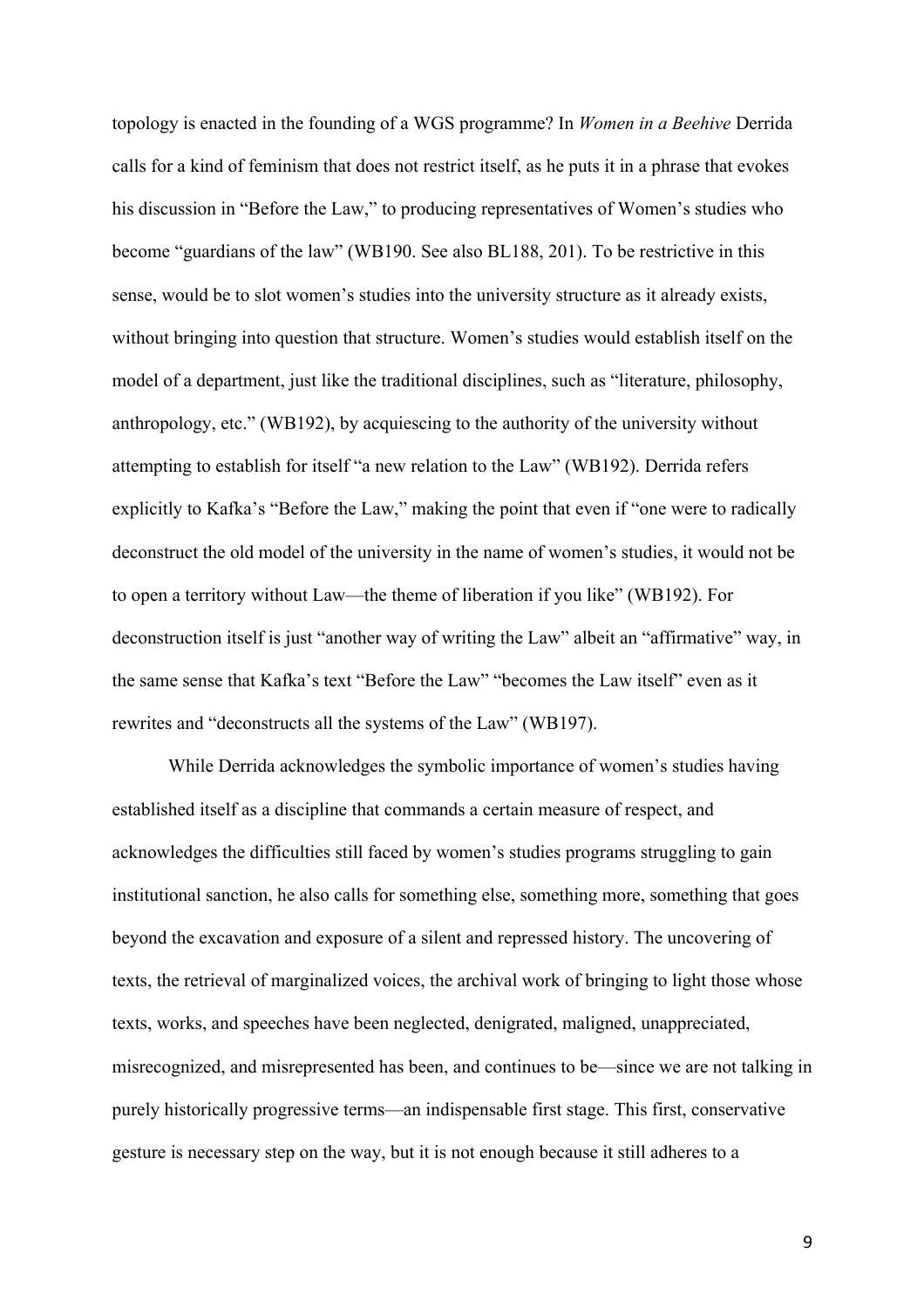topology is enacted in the founding of a WGS programme? In *Women in a Beehive* Derrida calls for a kind of feminism that does not restrict itself, as he puts it in a phrase that evokes his discussion in "Before the Law," to producing representatives of Women's studies who become "guardians of the law" (WB190. See also BL188, 201). To be restrictive in this sense, would be to slot women's studies into the university structure as it already exists, without bringing into question that structure. Women's studies would establish itself on the model of a department, just like the traditional disciplines, such as "literature, philosophy, anthropology, etc." (WB192), by acquiescing to the authority of the university without attempting to establish for itself "a new relation to the Law" (WB192). Derrida refers explicitly to Kafka's "Before the Law," making the point that even if "one were to radically deconstruct the old model of the university in the name of women's studies, it would not be to open a territory without Law—the theme of liberation if you like" (WB192). For deconstruction itself is just "another way of writing the Law" albeit an "affirmative" way, in the same sense that Kafka's text "Before the Law" "becomes the Law itself" even as it rewrites and "deconstructs all the systems of the Law" (WB197).

While Derrida acknowledges the symbolic importance of women's studies having established itself as a discipline that commands a certain measure of respect, and acknowledges the difficulties still faced by women's studies programs struggling to gain institutional sanction, he also calls for something else, something more, something that goes beyond the excavation and exposure of a silent and repressed history. The uncovering of texts, the retrieval of marginalized voices, the archival work of bringing to light those whose texts, works, and speeches have been neglected, denigrated, maligned, unappreciated, misrecognized, and misrepresented has been, and continues to be—since we are not talking in purely historically progressive terms—an indispensable first stage. This first, conservative gesture is necessary step on the way, but it is not enough because it still adheres to a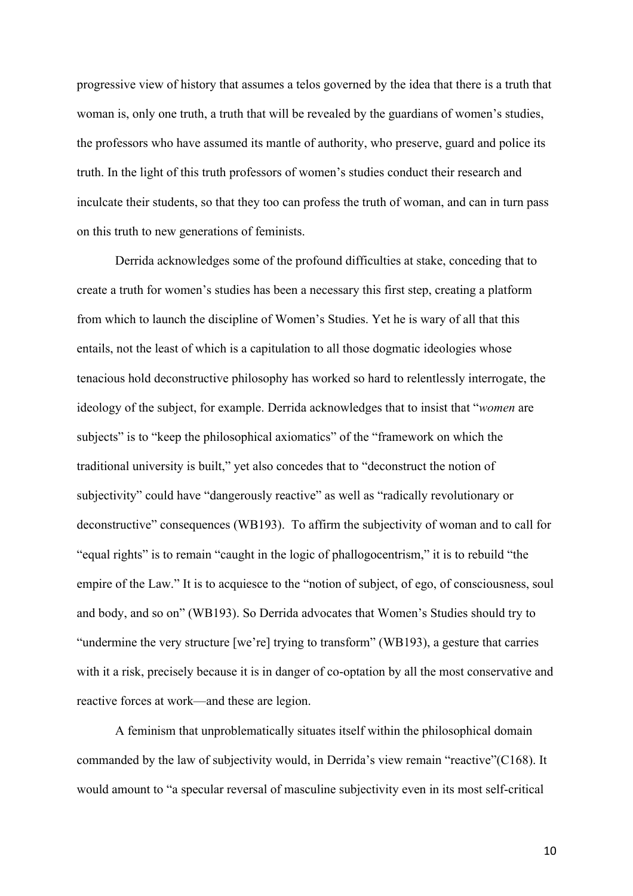progressive view of history that assumes a telos governed by the idea that there is a truth that woman is, only one truth, a truth that will be revealed by the guardians of women's studies, the professors who have assumed its mantle of authority, who preserve, guard and police its truth. In the light of this truth professors of women's studies conduct their research and inculcate their students, so that they too can profess the truth of woman, and can in turn pass on this truth to new generations of feminists.

Derrida acknowledges some of the profound difficulties at stake, conceding that to create a truth for women's studies has been a necessary this first step, creating a platform from which to launch the discipline of Women's Studies. Yet he is wary of all that this entails, not the least of which is a capitulation to all those dogmatic ideologies whose tenacious hold deconstructive philosophy has worked so hard to relentlessly interrogate, the ideology of the subject, for example. Derrida acknowledges that to insist that "*women* are subjects" is to "keep the philosophical axiomatics" of the "framework on which the traditional university is built," yet also concedes that to "deconstruct the notion of subjectivity" could have "dangerously reactive" as well as "radically revolutionary or deconstructive" consequences (WB193). To affirm the subjectivity of woman and to call for "equal rights" is to remain "caught in the logic of phallogocentrism," it is to rebuild "the empire of the Law." It is to acquiesce to the "notion of subject, of ego, of consciousness, soul and body, and so on" (WB193). So Derrida advocates that Women's Studies should try to "undermine the very structure [we're] trying to transform" (WB193), a gesture that carries with it a risk, precisely because it is in danger of co-optation by all the most conservative and reactive forces at work—and these are legion.

A feminism that unproblematically situates itself within the philosophical domain commanded by the law of subjectivity would, in Derrida's view remain "reactive"(C168). It would amount to "a specular reversal of masculine subjectivity even in its most self-critical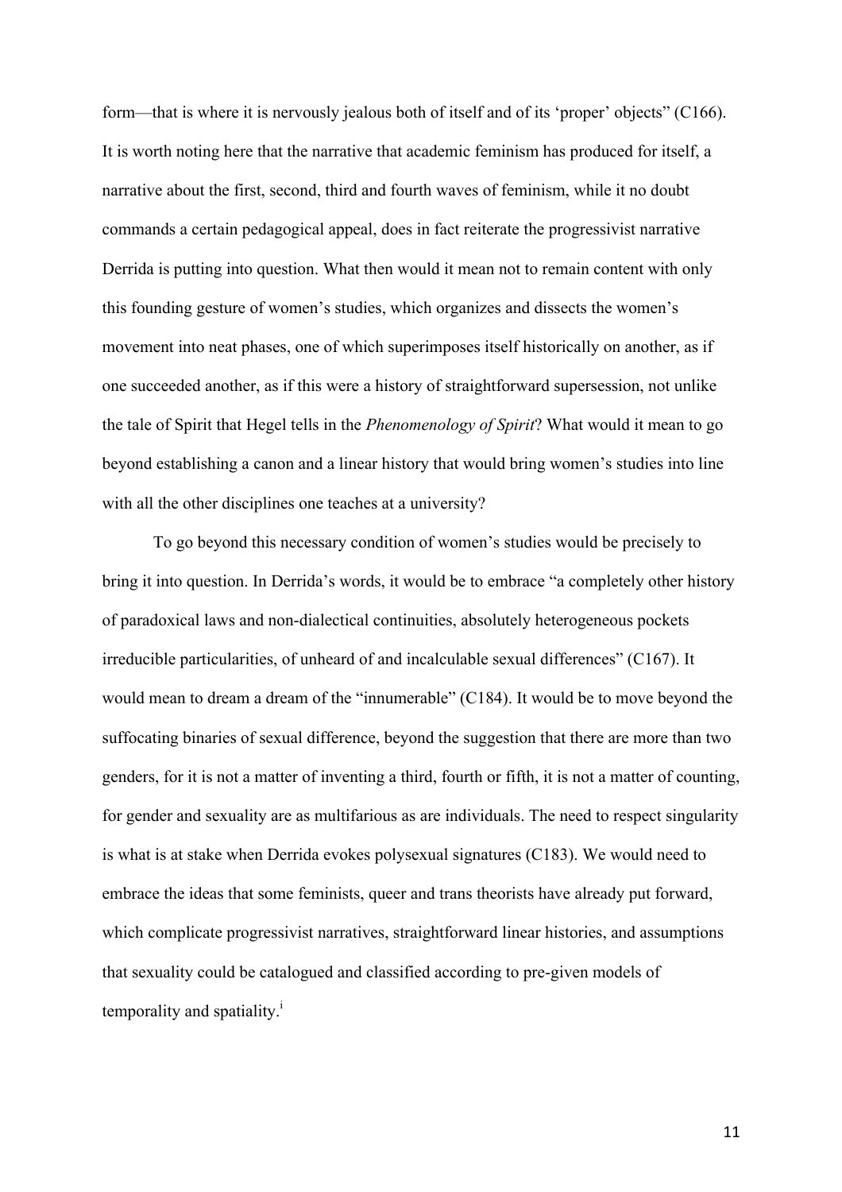form—that is where it is nervously jealous both of itself and of its 'proper' objects" (C166). It is worth noting here that the narrative that academic feminism has produced for itself, a narrative about the first, second, third and fourth waves of feminism, while it no doubt commands a certain pedagogical appeal, does in fact reiterate the progressivist narrative Derrida is putting into question. What then would it mean not to remain content with only this founding gesture of women's studies, which organizes and dissects the women's movement into neat phases, one of which superimposes itself historically on another, as if one succeeded another, as if this were a history of straightforward supersession, not unlike the tale of Spirit that Hegel tells in the *Phenomenology of Spirit*? What would it mean to go beyond establishing a canon and a linear history that would bring women's studies into line with all the other disciplines one teaches at a university?

To go beyond this necessary condition of women's studies would be precisely to bring it into question. In Derrida's words, it would be to embrace "a completely other history of paradoxical laws and non-dialectical continuities, absolutely heterogeneous pockets irreducible particularities, of unheard of and incalculable sexual differences" (C167). It would mean to dream a dream of the "innumerable" (C184). It would be to move beyond the suffocating binaries of sexual difference, beyond the suggestion that there are more than two genders, for it is not a matter of inventing a third, fourth or fifth, it is not a matter of counting, for gender and sexuality are as multifarious as are individuals. The need to respect singularity is what is at stake when Derrida evokes polysexual signatures (C183). We would need to embrace the ideas that some feminists, queer and trans theorists have already put forward, which complicate progressivist narratives, straightforward linear histories, and assumptions that sexuality could be catalogued and classified according to pre-given models of temporality and spatiality.[i]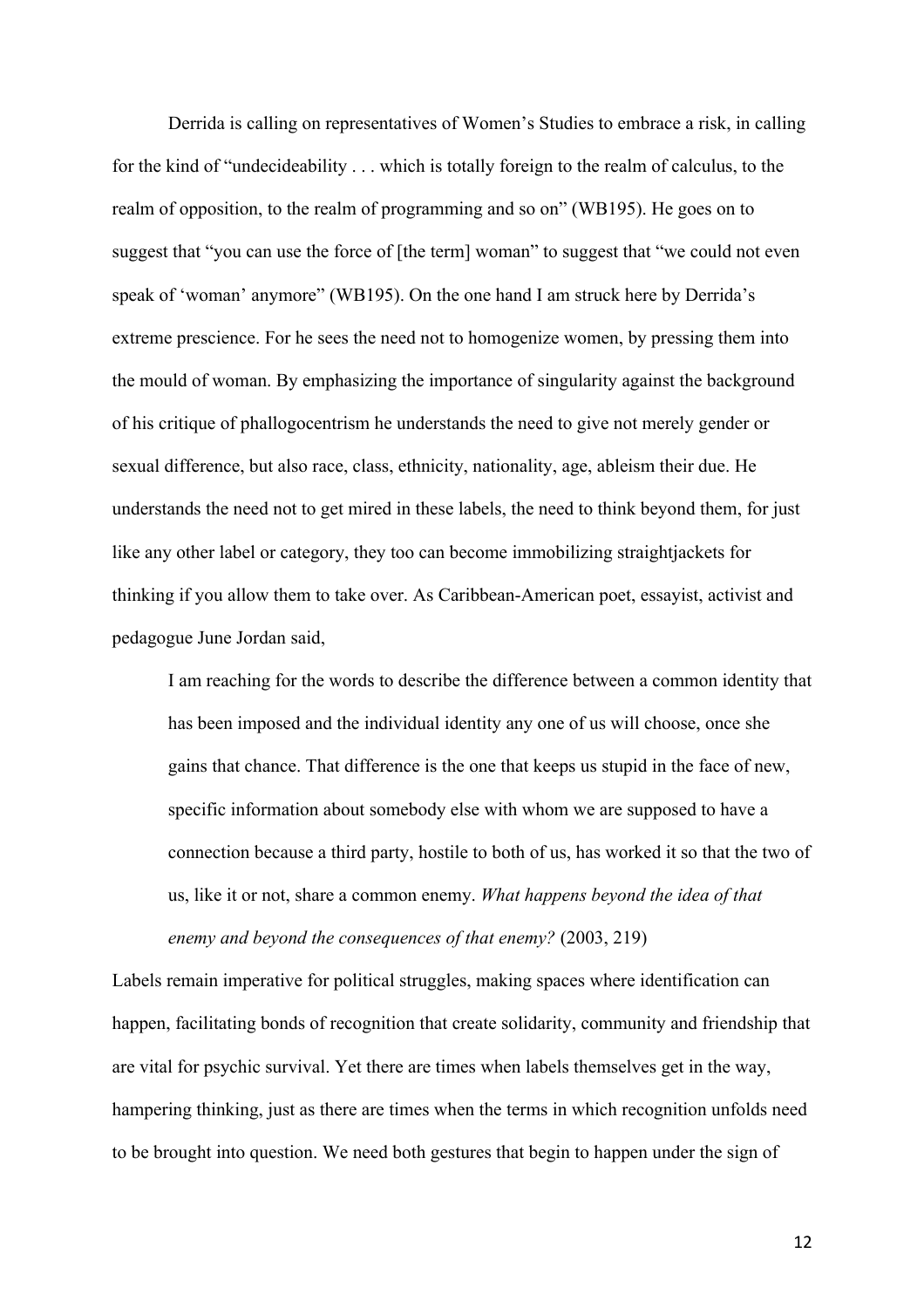Derrida is calling on representatives of Women's Studies to embrace a risk, in calling for the kind of "undecideability . . . which is totally foreign to the realm of calculus, to the realm of opposition, to the realm of programming and so on" (WB195). He goes on to suggest that "you can use the force of [the term] woman" to suggest that "we could not even speak of 'woman' anymore" (WB195). On the one hand I am struck here by Derrida's extreme prescience. For he sees the need not to homogenize women, by pressing them into the mould of woman. By emphasizing the importance of singularity against the background of his critique of phallogocentrism he understands the need to give not merely gender or sexual difference, but also race, class, ethnicity, nationality, age, ableism their due. He understands the need not to get mired in these labels, the need to think beyond them, for just like any other label or category, they too can become immobilizing straightjackets for thinking if you allow them to take over. As Caribbean-American poet, essayist, activist and pedagogue June Jordan said,

> I am reaching for the words to describe the difference between a common identity that has been imposed and the individual identity any one of us will choose, once she gains that chance. That difference is the one that keeps us stupid in the face of new, specific information about somebody else with whom we are supposed to have a connection because a third party, hostile to both of us, has worked it so that the two of us, like it or not, share a common enemy. *What happens beyond the idea of that enemy and beyond the consequences of that enemy?* (2003, 219)

Labels remain imperative for political struggles, making spaces where identification can happen, facilitating bonds of recognition that create solidarity, community and friendship that are vital for psychic survival. Yet there are times when labels themselves get in the way, hampering thinking, just as there are times when the terms in which recognition unfolds need to be brought into question. We need both gestures that begin to happen under the sign of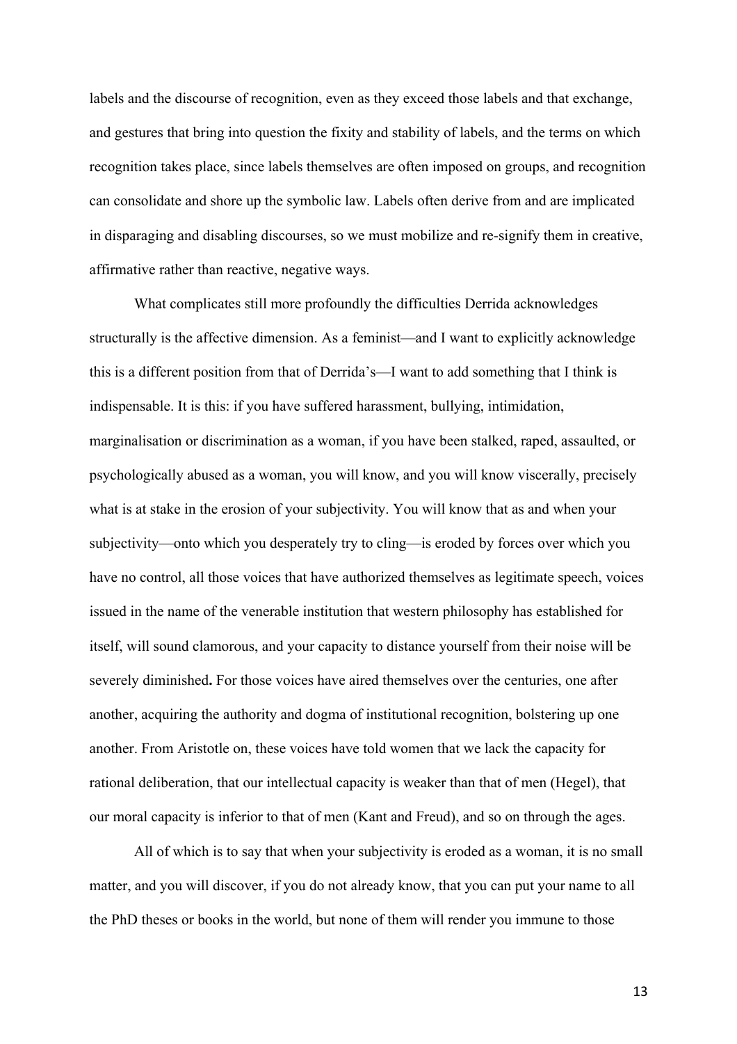labels and the discourse of recognition, even as they exceed those labels and that exchange, and gestures that bring into question the fixity and stability of labels, and the terms on which recognition takes place, since labels themselves are often imposed on groups, and recognition can consolidate and shore up the symbolic law. Labels often derive from and are implicated in disparaging and disabling discourses, so we must mobilize and re-signify them in creative, affirmative rather than reactive, negative ways.

What complicates still more profoundly the difficulties Derrida acknowledges structurally is the affective dimension. As a feminist—and I want to explicitly acknowledge this is a different position from that of Derrida's—I want to add something that I think is indispensable. It is this: if you have suffered harassment, bullying, intimidation, marginalisation or discrimination as a woman, if you have been stalked, raped, assaulted, or psychologically abused as a woman, you will know, and you will know viscerally, precisely what is at stake in the erosion of your subjectivity. You will know that as and when your subjectivity—onto which you desperately try to cling—is eroded by forces over which you have no control, all those voices that have authorized themselves as legitimate speech, voices issued in the name of the venerable institution that western philosophy has established for itself, will sound clamorous, and your capacity to distance yourself from their noise will be severely diminished**.** For those voices have aired themselves over the centuries, one after another, acquiring the authority and dogma of institutional recognition, bolstering up one another. From Aristotle on, these voices have told women that we lack the capacity for rational deliberation, that our intellectual capacity is weaker than that of men (Hegel), that our moral capacity is inferior to that of men (Kant and Freud), and so on through the ages.

All of which is to say that when your subjectivity is eroded as a woman, it is no small matter, and you will discover, if you do not already know, that you can put your name to all the PhD theses or books in the world, but none of them will render you immune to those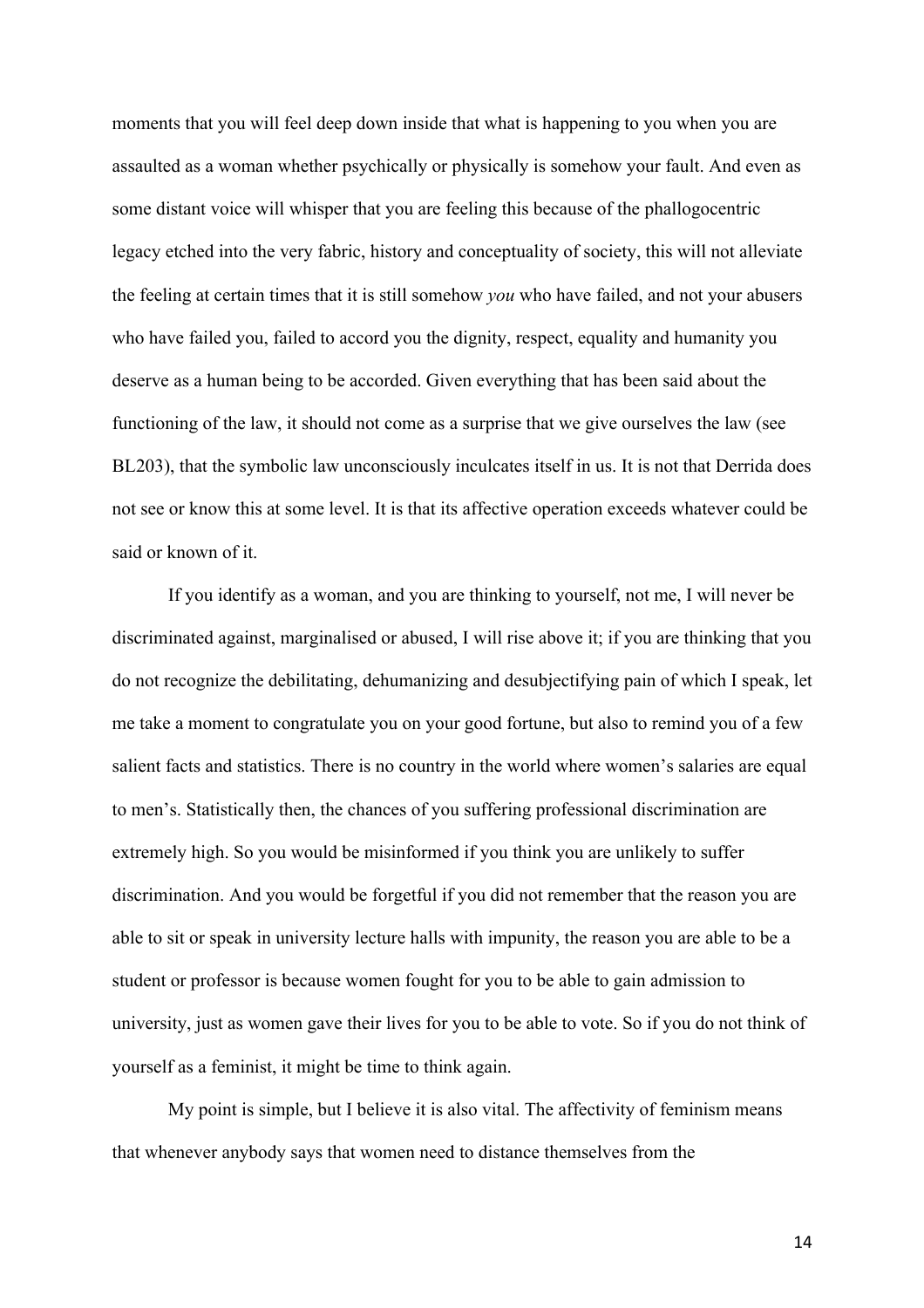moments that you will feel deep down inside that what is happening to you when you are assaulted as a woman whether psychically or physically is somehow your fault. And even as some distant voice will whisper that you are feeling this because of the phallogocentric legacy etched into the very fabric, history and conceptuality of society, this will not alleviate the feeling at certain times that it is still somehow *you* who have failed, and not your abusers who have failed you, failed to accord you the dignity, respect, equality and humanity you deserve as a human being to be accorded. Given everything that has been said about the functioning of the law, it should not come as a surprise that we give ourselves the law (see BL203), that the symbolic law unconsciously inculcates itself in us. It is not that Derrida does not see or know this at some level. It is that its affective operation exceeds whatever could be said or known of it.

If you identify as a woman, and you are thinking to yourself, not me, I will never be discriminated against, marginalised or abused, I will rise above it; if you are thinking that you do not recognize the debilitating, dehumanizing and desubjectifying pain of which I speak, let me take a moment to congratulate you on your good fortune, but also to remind you of a few salient facts and statistics. There is no country in the world where women's salaries are equal to men's. Statistically then, the chances of you suffering professional discrimination are extremely high. So you would be misinformed if you think you are unlikely to suffer discrimination. And you would be forgetful if you did not remember that the reason you are able to sit or speak in university lecture halls with impunity, the reason you are able to be a student or professor is because women fought for you to be able to gain admission to university, just as women gave their lives for you to be able to vote. So if you do not think of yourself as a feminist, it might be time to think again.

My point is simple, but I believe it is also vital. The affectivity of feminism means that whenever anybody says that women need to distance themselves from the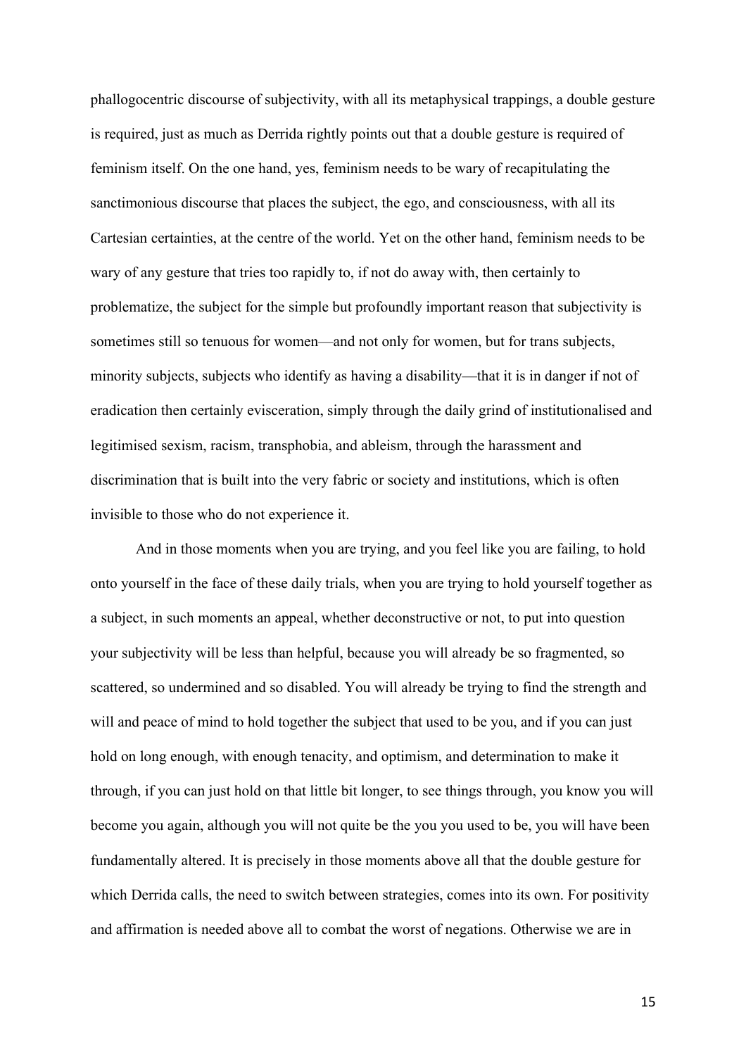phallogocentric discourse of subjectivity, with all its metaphysical trappings, a double gesture is required, just as much as Derrida rightly points out that a double gesture is required of feminism itself. On the one hand, yes, feminism needs to be wary of recapitulating the sanctimonious discourse that places the subject, the ego, and consciousness, with all its Cartesian certainties, at the centre of the world. Yet on the other hand, feminism needs to be wary of any gesture that tries too rapidly to, if not do away with, then certainly to problematize, the subject for the simple but profoundly important reason that subjectivity is sometimes still so tenuous for women—and not only for women, but for trans subjects, minority subjects, subjects who identify as having a disability—that it is in danger if not of eradication then certainly evisceration, simply through the daily grind of institutionalised and legitimised sexism, racism, transphobia, and ableism, through the harassment and discrimination that is built into the very fabric or society and institutions, which is often invisible to those who do not experience it.

And in those moments when you are trying, and you feel like you are failing, to hold onto yourself in the face of these daily trials, when you are trying to hold yourself together as a subject, in such moments an appeal, whether deconstructive or not, to put into question your subjectivity will be less than helpful, because you will already be so fragmented, so scattered, so undermined and so disabled. You will already be trying to find the strength and will and peace of mind to hold together the subject that used to be you, and if you can just hold on long enough, with enough tenacity, and optimism, and determination to make it through, if you can just hold on that little bit longer, to see things through, you know you will become you again, although you will not quite be the you you used to be, you will have been fundamentally altered. It is precisely in those moments above all that the double gesture for which Derrida calls, the need to switch between strategies, comes into its own. For positivity and affirmation is needed above all to combat the worst of negations. Otherwise we are in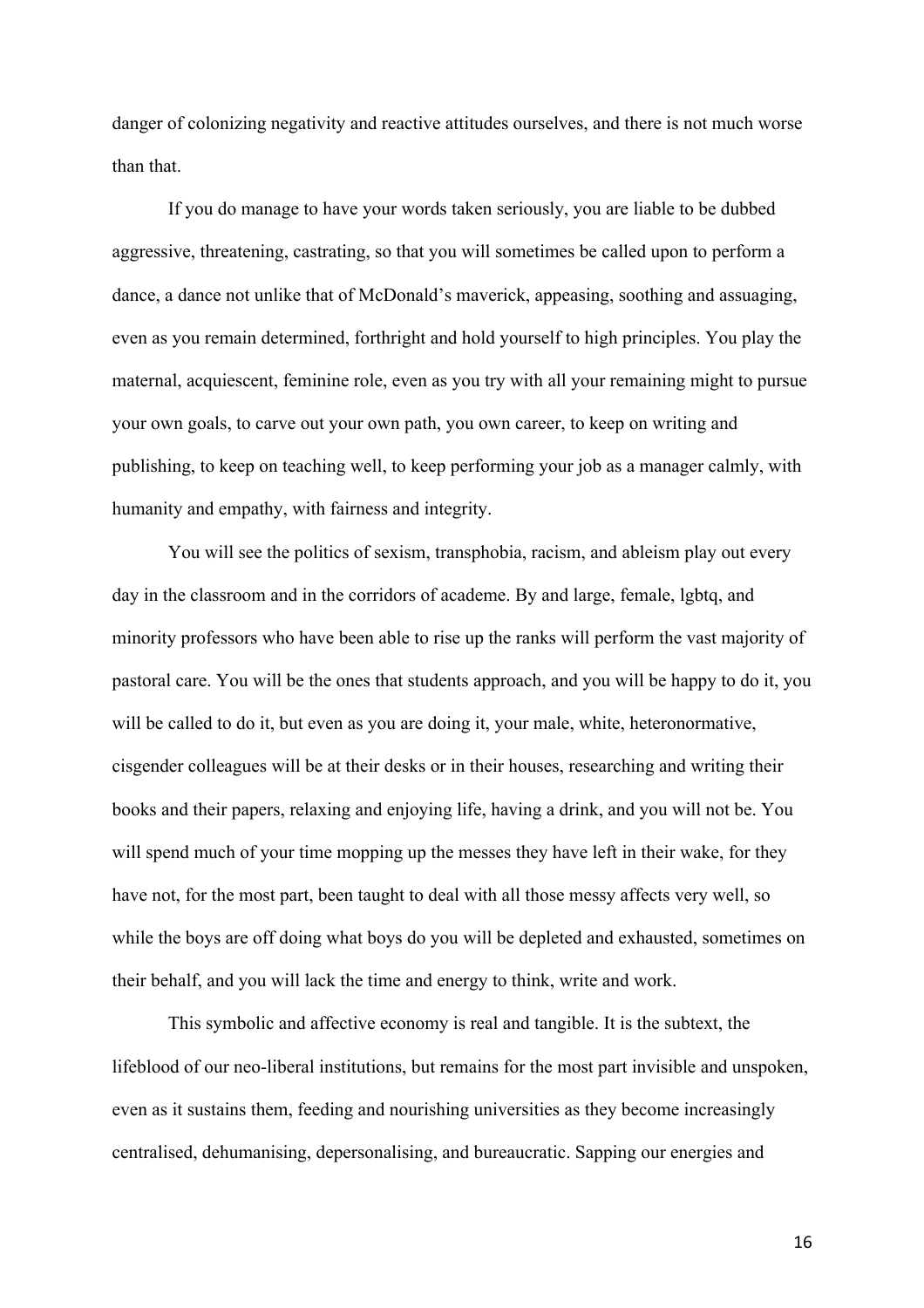danger of colonizing negativity and reactive attitudes ourselves, and there is not much worse than that.

If you do manage to have your words taken seriously, you are liable to be dubbed aggressive, threatening, castrating, so that you will sometimes be called upon to perform a dance, a dance not unlike that of McDonald's maverick, appeasing, soothing and assuaging, even as you remain determined, forthright and hold yourself to high principles. You play the maternal, acquiescent, feminine role, even as you try with all your remaining might to pursue your own goals, to carve out your own path, you own career, to keep on writing and publishing, to keep on teaching well, to keep performing your job as a manager calmly, with humanity and empathy, with fairness and integrity.

You will see the politics of sexism, transphobia, racism, and ableism play out every day in the classroom and in the corridors of academe. By and large, female, lgbtq, and minority professors who have been able to rise up the ranks will perform the vast majority of pastoral care. You will be the ones that students approach, and you will be happy to do it, you will be called to do it, but even as you are doing it, your male, white, heteronormative, cisgender colleagues will be at their desks or in their houses, researching and writing their books and their papers, relaxing and enjoying life, having a drink, and you will not be. You will spend much of your time mopping up the messes they have left in their wake, for they have not, for the most part, been taught to deal with all those messy affects very well, so while the boys are off doing what boys do you will be depleted and exhausted, sometimes on their behalf, and you will lack the time and energy to think, write and work.

This symbolic and affective economy is real and tangible. It is the subtext, the lifeblood of our neo-liberal institutions, but remains for the most part invisible and unspoken, even as it sustains them, feeding and nourishing universities as they become increasingly centralised, dehumanising, depersonalising, and bureaucratic. Sapping our energies and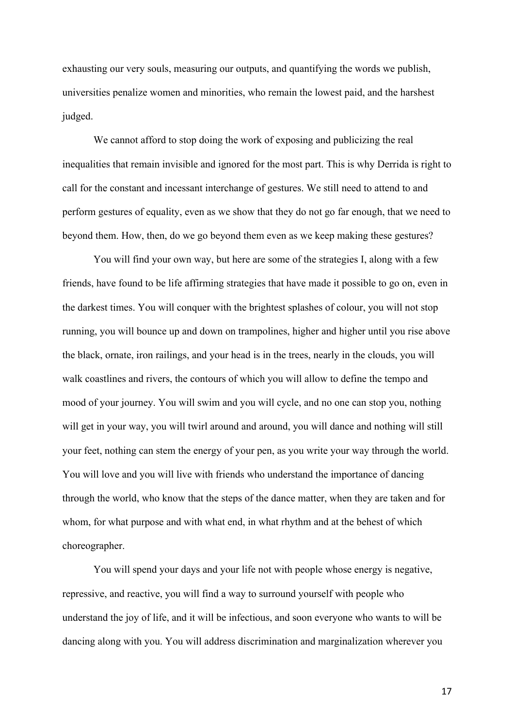exhausting our very souls, measuring our outputs, and quantifying the words we publish, universities penalize women and minorities, who remain the lowest paid, and the harshest judged.

We cannot afford to stop doing the work of exposing and publicizing the real inequalities that remain invisible and ignored for the most part. This is why Derrida is right to call for the constant and incessant interchange of gestures. We still need to attend to and perform gestures of equality, even as we show that they do not go far enough, that we need to beyond them. How, then, do we go beyond them even as we keep making these gestures?

You will find your own way, but here are some of the strategies I, along with a few friends, have found to be life affirming strategies that have made it possible to go on, even in the darkest times. You will conquer with the brightest splashes of colour, you will not stop running, you will bounce up and down on trampolines, higher and higher until you rise above the black, ornate, iron railings, and your head is in the trees, nearly in the clouds, you will walk coastlines and rivers, the contours of which you will allow to define the tempo and mood of your journey. You will swim and you will cycle, and no one can stop you, nothing will get in your way, you will twirl around and around, you will dance and nothing will still your feet, nothing can stem the energy of your pen, as you write your way through the world. You will love and you will live with friends who understand the importance of dancing through the world, who know that the steps of the dance matter, when they are taken and for whom, for what purpose and with what end, in what rhythm and at the behest of which choreographer.

You will spend your days and your life not with people whose energy is negative, repressive, and reactive, you will find a way to surround yourself with people who understand the joy of life, and it will be infectious, and soon everyone who wants to will be dancing along with you. You will address discrimination and marginalization wherever you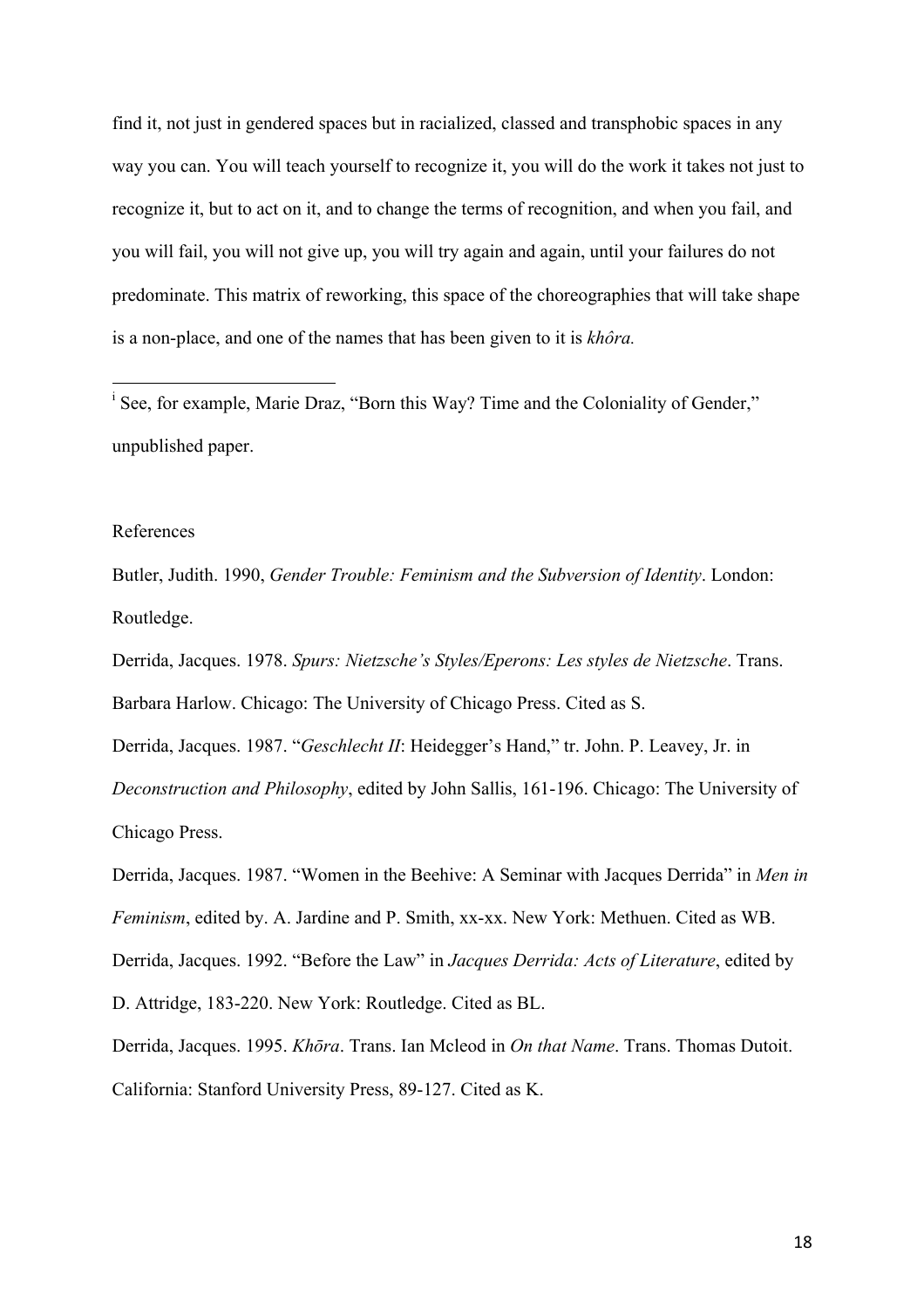find it, not just in gendered spaces but in racialized, classed and transphobic spaces in any way you can. You will teach yourself to recognize it, you will do the work it takes not just to recognize it, but to act on it, and to change the terms of recognition, and when you fail, and you will fail, you will not give up, you will try again and again, until your failures do not predominate. This matrix of reworking, this space of the choreographies that will take shape is a non-place, and one of the names that has been given to it is *khôra.*

---

[i] See, for example, Marie Draz, "Born this Way? Time and the Coloniality of Gender," unpublished paper.

References

Butler, Judith. 1990, *Gender Trouble: Feminism and the Subversion of Identity*. London: Routledge.

Derrida, Jacques. 1978. *Spurs: Nietzsche's Styles/Eperons: Les styles de Nietzsche*. Trans. Barbara Harlow. Chicago: The University of Chicago Press. Cited as S.

Derrida, Jacques. 1987. "*Geschlecht II*: Heidegger's Hand," tr. John. P. Leavey, Jr. in *Deconstruction and Philosophy*, edited by John Sallis, 161-196. Chicago: The University of Chicago Press.

Derrida, Jacques. 1987. "Women in the Beehive: A Seminar with Jacques Derrida" in *Men in Feminism*, edited by. A. Jardine and P. Smith, xx-xx. New York: Methuen. Cited as WB.

Derrida, Jacques. 1992. "Before the Law" in *Jacques Derrida: Acts of Literature*, edited by D. Attridge, 183-220. New York: Routledge. Cited as BL.

Derrida, Jacques. 1995. *Khōra*. Trans. Ian Mcleod in *On that Name*. Trans. Thomas Dutoit. California: Stanford University Press, 89-127. Cited as K.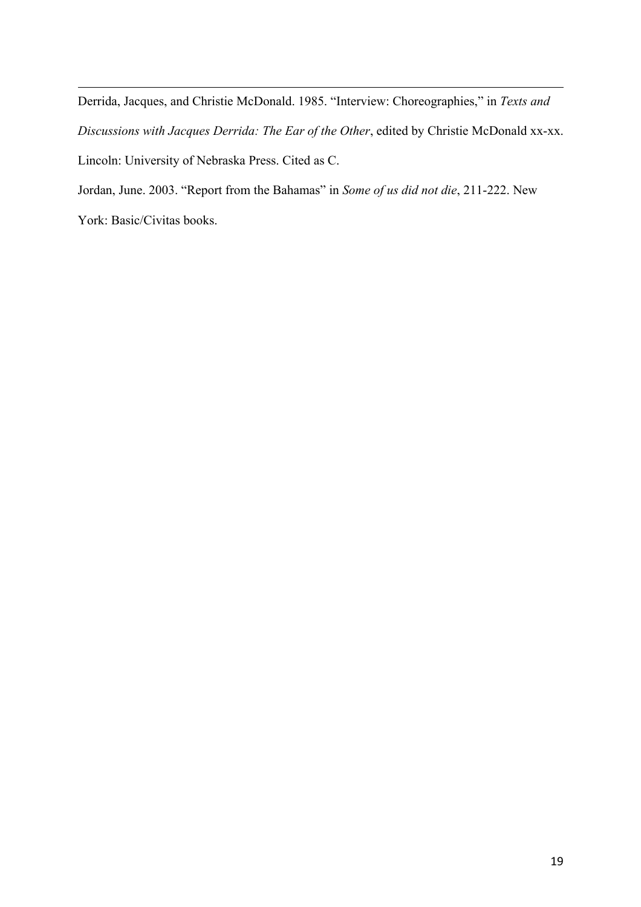Derrida, Jacques, and Christie McDonald. 1985. "Interview: Choreographies," in *Texts and Discussions with Jacques Derrida: The Ear of the Other*, edited by Christie McDonald xx-xx. Lincoln: University of Nebraska Press. Cited as C.

Jordan, June. 2003. "Report from the Bahamas" in *Some of us did not die*, 211-222. New York: Basic/Civitas books.